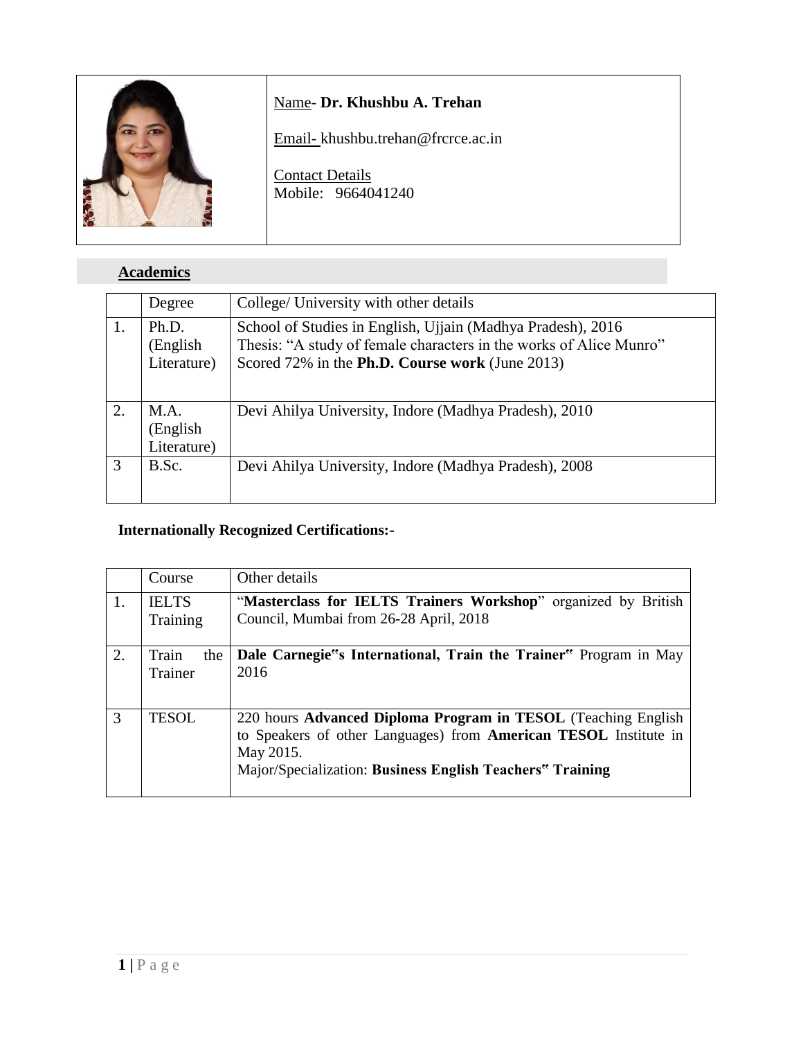Name- **Dr. Khushbu A. Trehan**

Email- khushbu.trehan@frcrce.ac.in

Contact Details
Mobile: 9664041240

## Academics

| | Degree | College/ University with other details |
|---|---|---|
| 1. | Ph.D. (English Literature) | School of Studies in English, Ujjain (Madhya Pradesh), 2016<br>Thesis: "A study of female characters in the works of Alice Munro"<br>Scored 72% in the **Ph.D. Course work** (June 2013) |
| 2. | M.A. (English Literature) | Devi Ahilya University, Indore (Madhya Pradesh), 2010 |
| 3 | B.Sc. | Devi Ahilya University, Indore (Madhya Pradesh), 2008 |

**Internationally Recognized Certifications:-**

| | Course | Other details |
|---|---|---|
| 1. | IELTS Training | "**Masterclass for IELTS Trainers Workshop**" organized by British Council, Mumbai from 26-28 April, 2018 |
| 2. | Train the Trainer | **Dale Carnegie"s International, Train the Trainer"** Program in May 2016 |
| 3 | TESOL | 220 hours **Advanced Diploma Program in TESOL** (Teaching English to Speakers of other Languages) from **American TESOL** Institute in May 2015.<br>Major/Specialization: **Business English Teachers" Training** |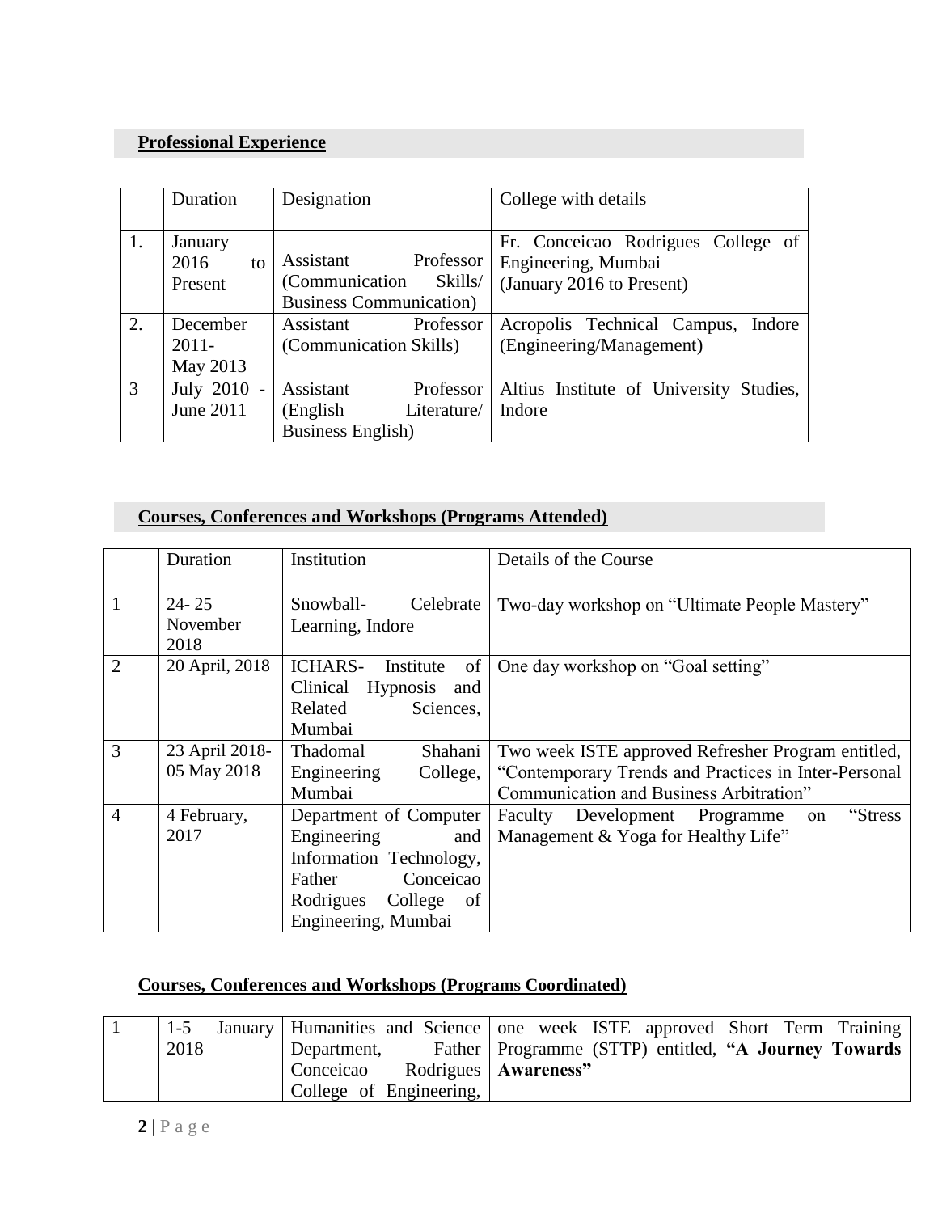## Professional Experience

| | Duration | Designation | College with details |
|---|---|---|---|
| 1. | January 2016 to Present | Assistant Professor (Communication Skills/ Business Communication) | Fr. Conceicao Rodrigues College of Engineering, Mumbai (January 2016 to Present) |
| 2. | December 2011- May 2013 | Assistant Professor (Communication Skills) | Acropolis Technical Campus, Indore (Engineering/Management) |
| 3 | July 2010 - June 2011 | Assistant Professor (English Literature/ Business English) | Altius Institute of University Studies, Indore |

## Courses, Conferences and Workshops (Programs Attended)

| | Duration | Institution | Details of the Course |
|---|---|---|---|
| 1 | 24- 25 November 2018 | Snowball- Celebrate Learning, Indore | Two-day workshop on "Ultimate People Mastery" |
| 2 | 20 April, 2018 | ICHARS- Institute of Clinical Hypnosis and Related Sciences, Mumbai | One day workshop on "Goal setting" |
| 3 | 23 April 2018- 05 May 2018 | Thadomal Shahani Engineering College, Mumbai | Two week ISTE approved Refresher Program entitled, "Contemporary Trends and Practices in Inter-Personal Communication and Business Arbitration" |
| 4 | 4 February, 2017 | Department of Computer Engineering and Information Technology, Father Conceicao Rodrigues College of Engineering, Mumbai | Faculty Development Programme on "Stress Management & Yoga for Healthy Life" |

## Courses, Conferences and Workshops (Programs Coordinated)

| | | | |
|---|---|---|---|
| 1 | 1-5 January 2018 | Humanities and Science Department, Father Conceicao Rodrigues College of Engineering, | one week ISTE approved Short Term Training Programme (STTP) entitled, **"A Journey Towards Awareness"** |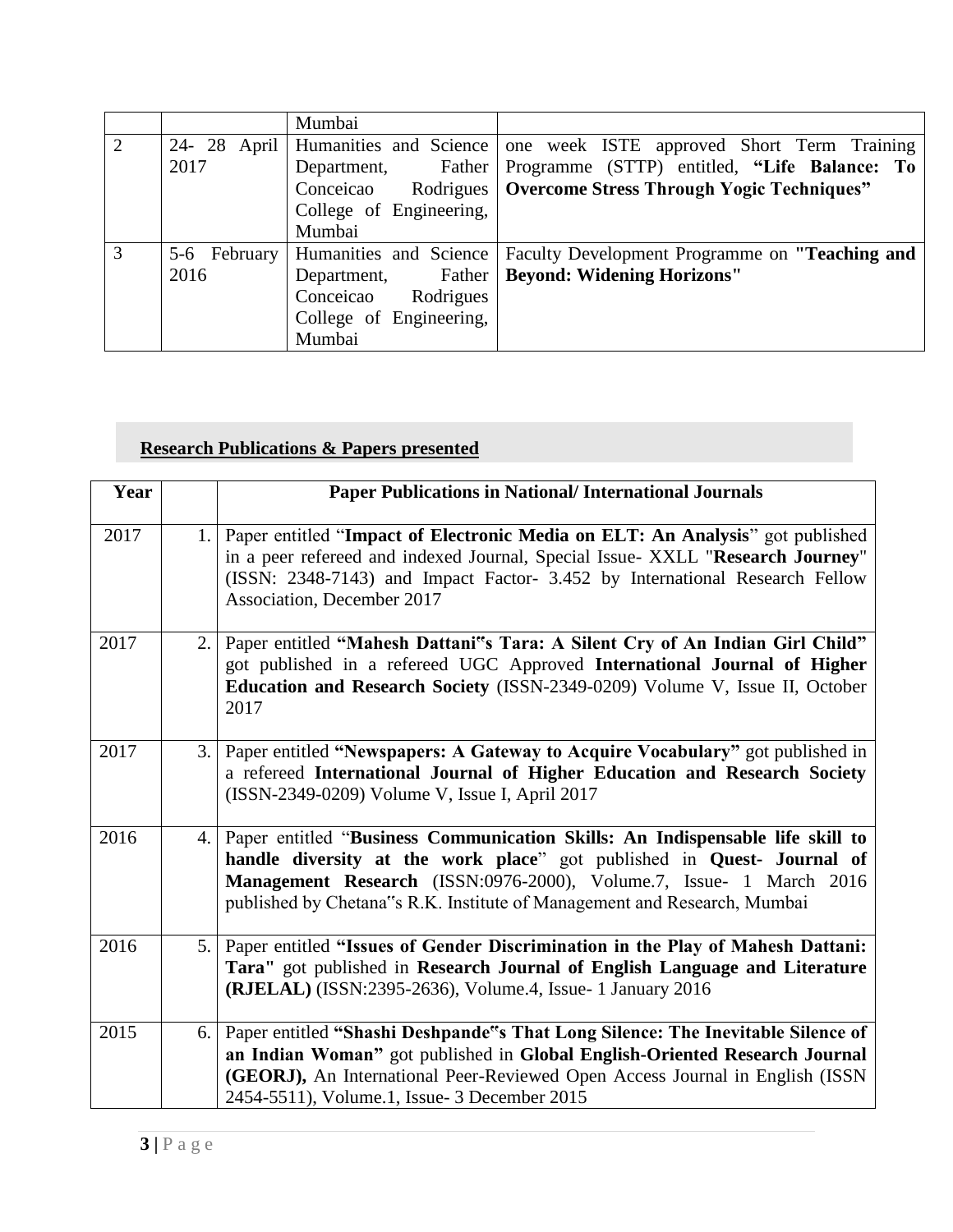| | | | |
|---|---|---|---|
| | | Mumbai | |
| 2 | 24- 28 April 2017 | Humanities and Science Department, Father Conceicao Rodrigues College of Engineering, Mumbai | one week ISTE approved Short Term Training Programme (STTP) entitled, **“Life Balance: To Overcome Stress Through Yogic Techniques”** |
| 3 | 5-6 February 2016 | Humanities and Science Department, Father Conceicao Rodrigues College of Engineering, Mumbai | Faculty Development Programme on **"Teaching and Beyond: Widening Horizons"** |

## **Research Publications & Papers presented**

| Year | | Paper Publications in National/ International Journals |
|---|---|---|
| 2017 | 1. | Paper entitled “**Impact of Electronic Media on ELT: An Analysis**” got published in a peer refereed and indexed Journal, Special Issue- XXLL "**Research Journey**" (ISSN: 2348-7143) and Impact Factor- 3.452 by International Research Fellow Association, December 2017 |
| 2017 | 2. | Paper entitled **“Mahesh Dattani‟s Tara: A Silent Cry of An Indian Girl Child”** got published in a refereed UGC Approved **International Journal of Higher Education and Research Society** (ISSN-2349-0209) Volume V, Issue II, October 2017 |
| 2017 | 3. | Paper entitled **“Newspapers: A Gateway to Acquire Vocabulary”** got published in a refereed **International Journal of Higher Education and Research Society** (ISSN-2349-0209) Volume V, Issue I, April 2017 |
| 2016 | 4. | Paper entitled “**Business Communication Skills: An Indispensable life skill to handle diversity at the work place**” got published in **Quest- Journal of Management Research** (ISSN:0976-2000), Volume.7, Issue- 1 March 2016 published by Chetana‟s R.K. Institute of Management and Research, Mumbai |
| 2016 | 5. | Paper entitled **“Issues of Gender Discrimination in the Play of Mahesh Dattani: Tara"** got published in **Research Journal of English Language and Literature (RJELAL)** (ISSN:2395-2636), Volume.4, Issue- 1 January 2016 |
| 2015 | 6. | Paper entitled **“Shashi Deshpande‟s That Long Silence: The Inevitable Silence of an Indian Woman”** got published in **Global English-Oriented Research Journal (GEORJ),** An International Peer-Reviewed Open Access Journal in English (ISSN 2454-5511), Volume.1, Issue- 3 December 2015 |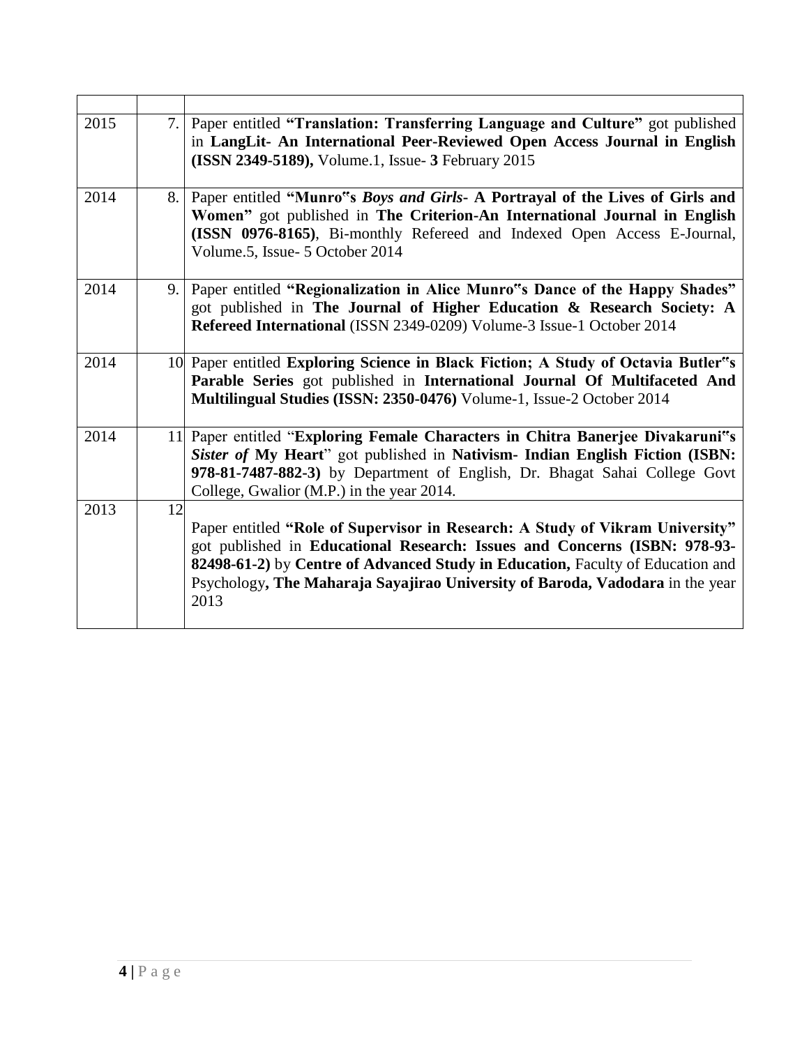| | | |
|---|---|---|
| 2015 | 7. | Paper entitled **"Translation: Transferring Language and Culture"** got published in **LangLit- An International Peer-Reviewed Open Access Journal in English (ISSN 2349-5189),** Volume.1, Issue- **3** February 2015 |
| 2014 | 8. | Paper entitled **"Munro"s *Boys and Girls*- A Portrayal of the Lives of Girls and Women"** got published in **The Criterion-An International Journal in English (ISSN 0976-8165)**, Bi-monthly Refereed and Indexed Open Access E-Journal, Volume.5, Issue- 5 October 2014 |
| 2014 | 9. | Paper entitled **"Regionalization in Alice Munro"s Dance of the Happy Shades"** got published in **The Journal of Higher Education & Research Society: A Refereed International** (ISSN 2349-0209) Volume-3 Issue-1 October 2014 |
| 2014 | 10 | Paper entitled **Exploring Science in Black Fiction; A Study of Octavia Butler"s Parable Series** got published in **International Journal Of Multifaceted And Multilingual Studies (ISSN: 2350-0476)** Volume-1, Issue-2 October 2014 |
| 2014 | 11 | Paper entitled "**Exploring Female Characters in Chitra Banerjee Divakaruni"s *Sister of* My Heart**" got published in **Nativism- Indian English Fiction (ISBN: 978-81-7487-882-3)** by Department of English, Dr. Bhagat Sahai College Govt College, Gwalior (M.P.) in the year 2014. |
| 2013 | 12 | Paper entitled **"Role of Supervisor in Research: A Study of Vikram University"** got published in **Educational Research: Issues and Concerns (ISBN: 978-93-82498-61-2)** by **Centre of Advanced Study in Education,** Faculty of Education and Psychology**, The Maharaja Sayajirao University of Baroda, Vadodara** in the year 2013 |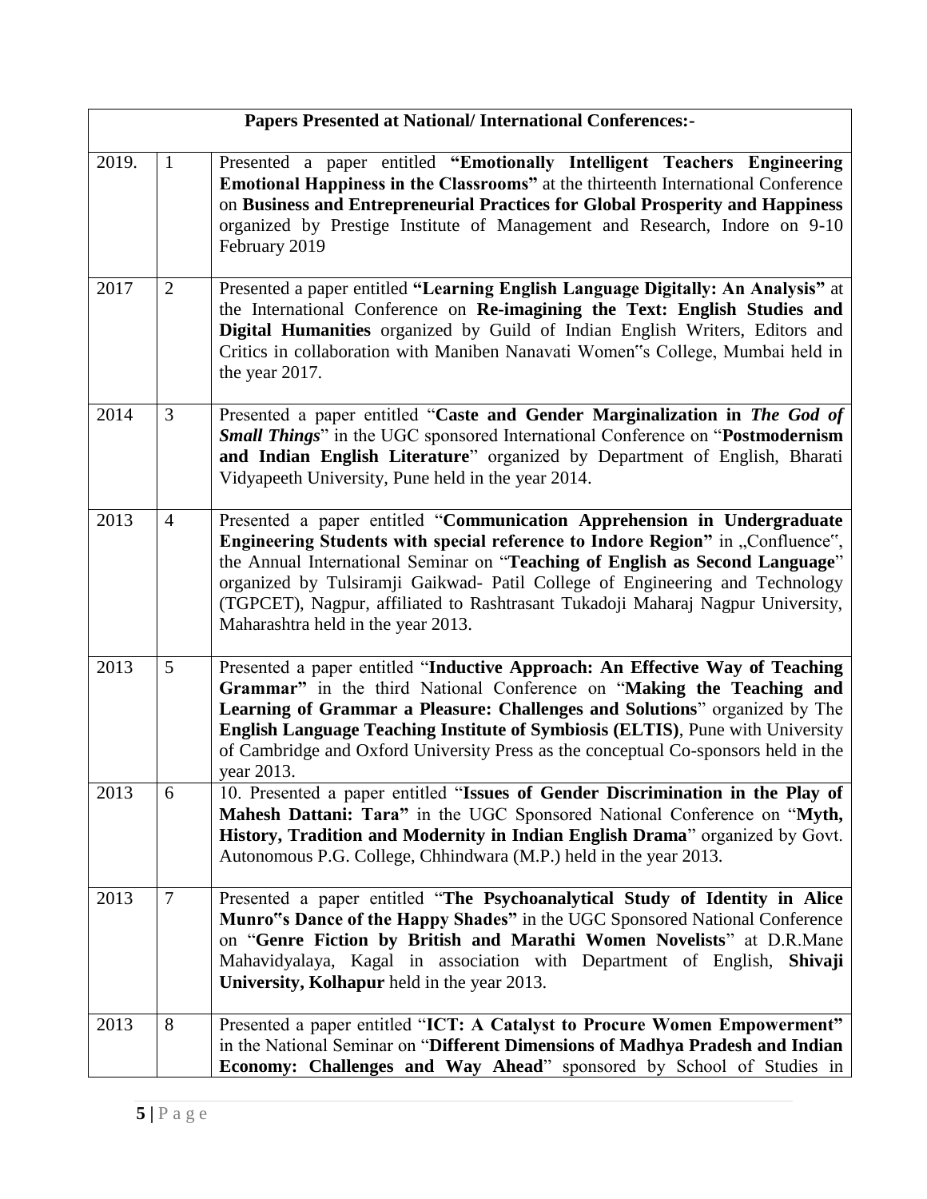| **Papers Presented at National/ International Conferences:-** | | |
|---|---|---|
| 2019. | 1 | Presented a paper entitled **"Emotionally Intelligent Teachers Engineering Emotional Happiness in the Classrooms"** at the thirteenth International Conference on **Business and Entrepreneurial Practices for Global Prosperity and Happiness** organized by Prestige Institute of Management and Research, Indore on 9-10 February 2019 |
| 2017 | 2 | Presented a paper entitled **"Learning English Language Digitally: An Analysis"** at the International Conference on **Re-imagining the Text: English Studies and Digital Humanities** organized by Guild of Indian English Writers, Editors and Critics in collaboration with Maniben Nanavati Women"s College, Mumbai held in the year 2017. |
| 2014 | 3 | Presented a paper entitled "**Caste and Gender Marginalization in *The God of Small Things***" in the UGC sponsored International Conference on "**Postmodernism and Indian English Literature**" organized by Department of English, Bharati Vidyapeeth University, Pune held in the year 2014. |
| 2013 | 4 | Presented a paper entitled "**Communication Apprehension in Undergraduate Engineering Students with special reference to Indore Region"** in „Confluence", the Annual International Seminar on "**Teaching of English as Second Language**" organized by Tulsiramji Gaikwad- Patil College of Engineering and Technology (TGPCET), Nagpur, affiliated to Rashtrasant Tukadoji Maharaj Nagpur University, Maharashtra held in the year 2013. |
| 2013 | 5 | Presented a paper entitled "**Inductive Approach: An Effective Way of Teaching Grammar"** in the third National Conference on "**Making the Teaching and Learning of Grammar a Pleasure: Challenges and Solutions**" organized by The **English Language Teaching Institute of Symbiosis (ELTIS)**, Pune with University of Cambridge and Oxford University Press as the conceptual Co-sponsors held in the year 2013. |
| 2013 | 6 | 10. Presented a paper entitled "**Issues of Gender Discrimination in the Play of Mahesh Dattani: Tara"** in the UGC Sponsored National Conference on "**Myth, History, Tradition and Modernity in Indian English Drama**" organized by Govt. Autonomous P.G. College, Chhindwara (M.P.) held in the year 2013. |
| 2013 | 7 | Presented a paper entitled "**The Psychoanalytical Study of Identity in Alice Munro"s Dance of the Happy Shades"** in the UGC Sponsored National Conference on "**Genre Fiction by British and Marathi Women Novelists**" at D.R.Mane Mahavidyalaya, Kagal in association with Department of English, **Shivaji University, Kolhapur** held in the year 2013. |
| 2013 | 8 | Presented a paper entitled "**ICT: A Catalyst to Procure Women Empowerment"** in the National Seminar on "**Different Dimensions of Madhya Pradesh and Indian Economy: Challenges and Way Ahead**" sponsored by School of Studies in |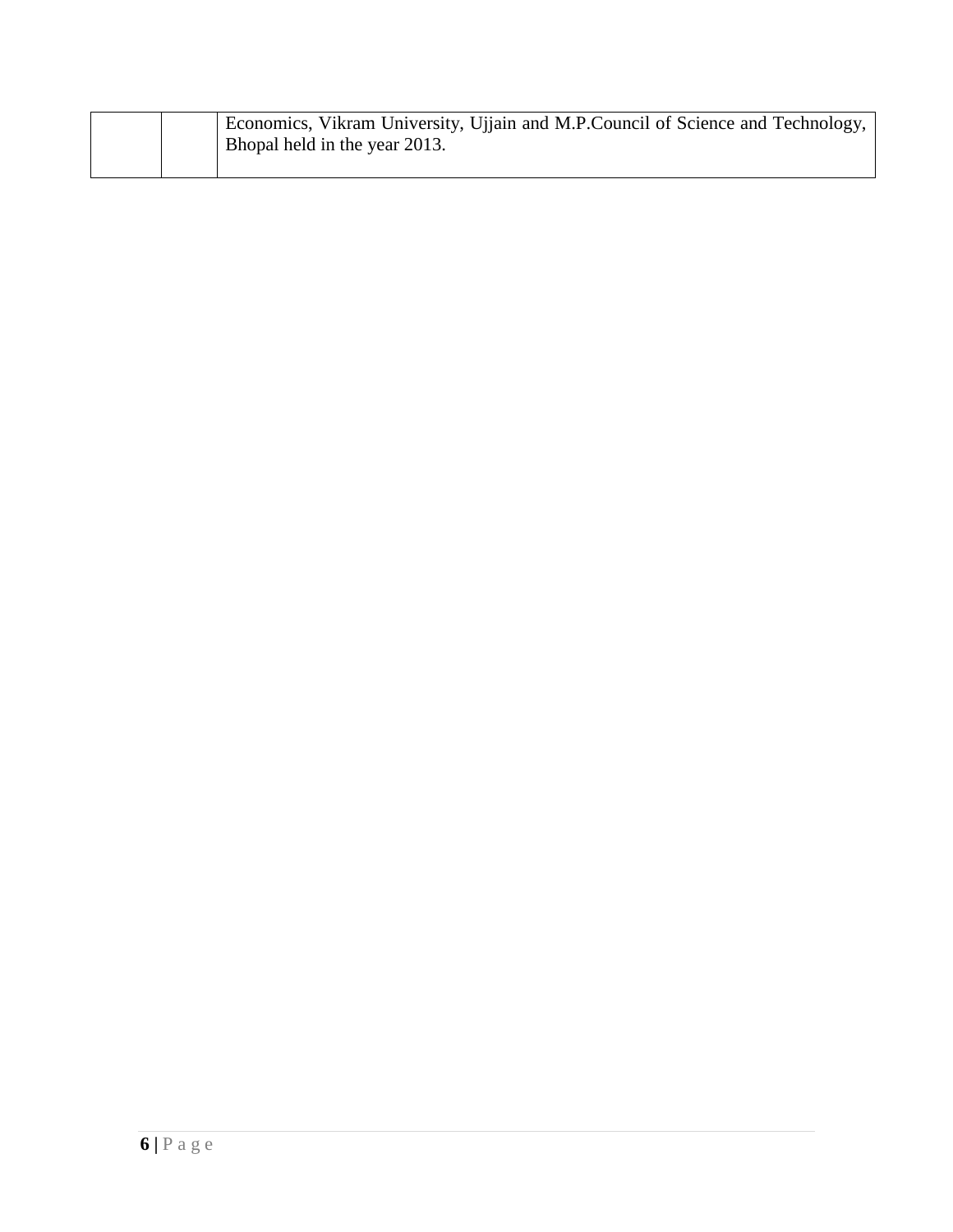| | | |
|---|---|---|
| | | Economics, Vikram University, Ujjain and M.P.Council of Science and Technology, Bhopal held in the year 2013. |